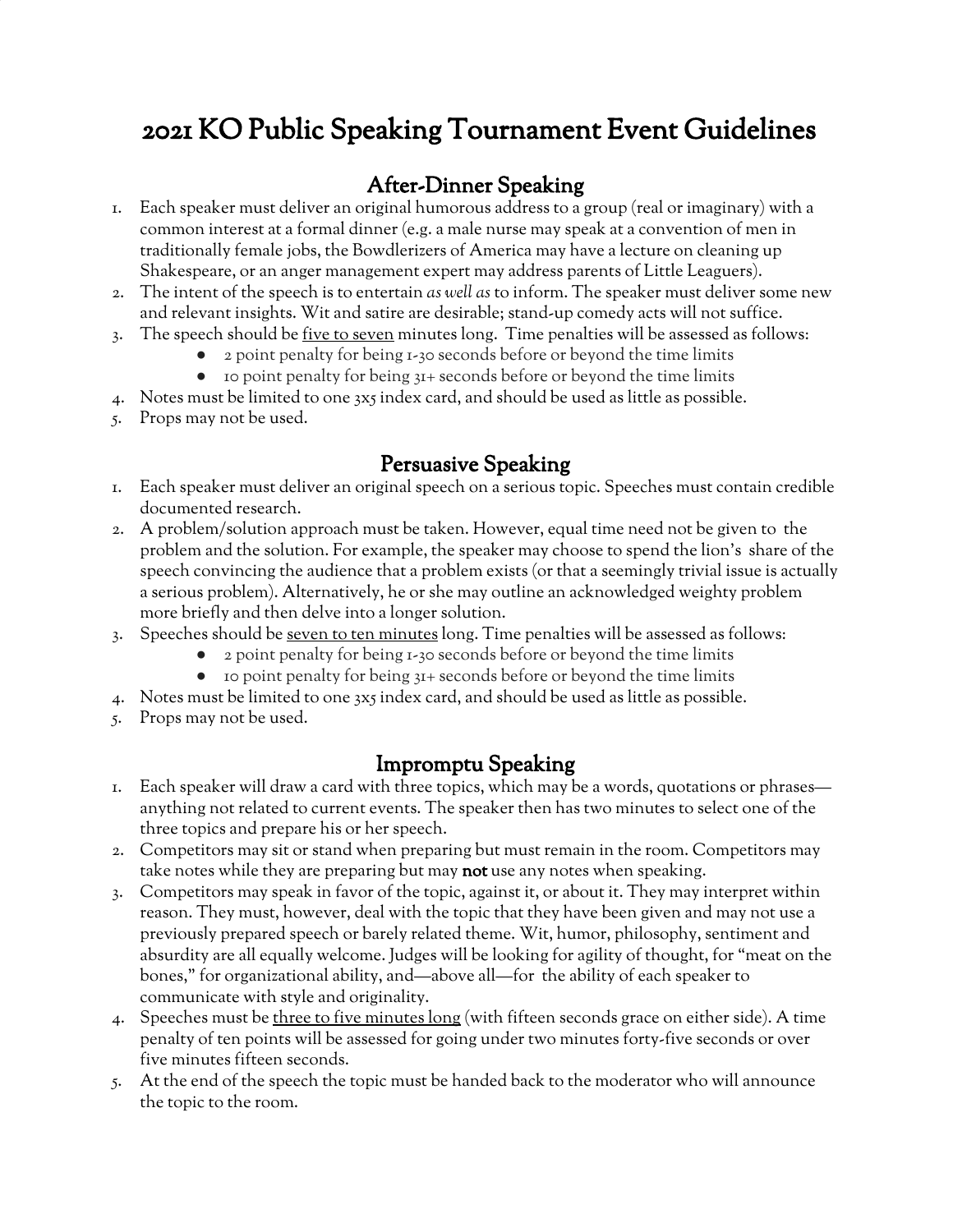# 2021 KO Public Speaking Tournament Event Guidelines

## After-Dinner Speaking

1. Each speaker must deliver an original humorous address to a group (real or imaginary) with a common interest at a formal dinner (e.g. a male nurse may speak at a convention of men in traditionally female jobs, the Bowdlerizers of America may have a lecture on cleaning up Shakespeare, or an anger management expert may address parents of Little Leaguers).
2. The intent of the speech is to entertain *as well as* to inform. The speaker must deliver some new and relevant insights. Wit and satire are desirable; stand-up comedy acts will not suffice.
3. The speech should be <u>five to seven</u> minutes long. Time penalties will be assessed as follows:
   - 2 point penalty for being 1-30 seconds before or beyond the time limits
   - 10 point penalty for being 31+ seconds before or beyond the time limits
4. Notes must be limited to one 3x5 index card, and should be used as little as possible.
5. Props may not be used.

## Persuasive Speaking

1. Each speaker must deliver an original speech on a serious topic. Speeches must contain credible documented research.
2. A problem/solution approach must be taken. However, equal time need not be given to the problem and the solution. For example, the speaker may choose to spend the lion's share of the speech convincing the audience that a problem exists (or that a seemingly trivial issue is actually a serious problem). Alternatively, he or she may outline an acknowledged weighty problem more briefly and then delve into a longer solution.
3. Speeches should be <u>seven to ten minutes</u> long. Time penalties will be assessed as follows:
   - 2 point penalty for being 1-30 seconds before or beyond the time limits
   - 10 point penalty for being 31+ seconds before or beyond the time limits
4. Notes must be limited to one 3x5 index card, and should be used as little as possible.
5. Props may not be used.

## Impromptu Speaking

1. Each speaker will draw a card with three topics, which may be a words, quotations or phrases—anything not related to current events. The speaker then has two minutes to select one of the three topics and prepare his or her speech.
2. Competitors may sit or stand when preparing but must remain in the room. Competitors may take notes while they are preparing but may **not** use any notes when speaking.
3. Competitors may speak in favor of the topic, against it, or about it. They may interpret within reason. They must, however, deal with the topic that they have been given and may not use a previously prepared speech or barely related theme. Wit, humor, philosophy, sentiment and absurdity are all equally welcome. Judges will be looking for agility of thought, for "meat on the bones," for organizational ability, and—above all—for the ability of each speaker to communicate with style and originality.
4. Speeches must be <u>three to five minutes long</u> (with fifteen seconds grace on either side). A time penalty of ten points will be assessed for going under two minutes forty-five seconds or over five minutes fifteen seconds.
5. At the end of the speech the topic must be handed back to the moderator who will announce the topic to the room.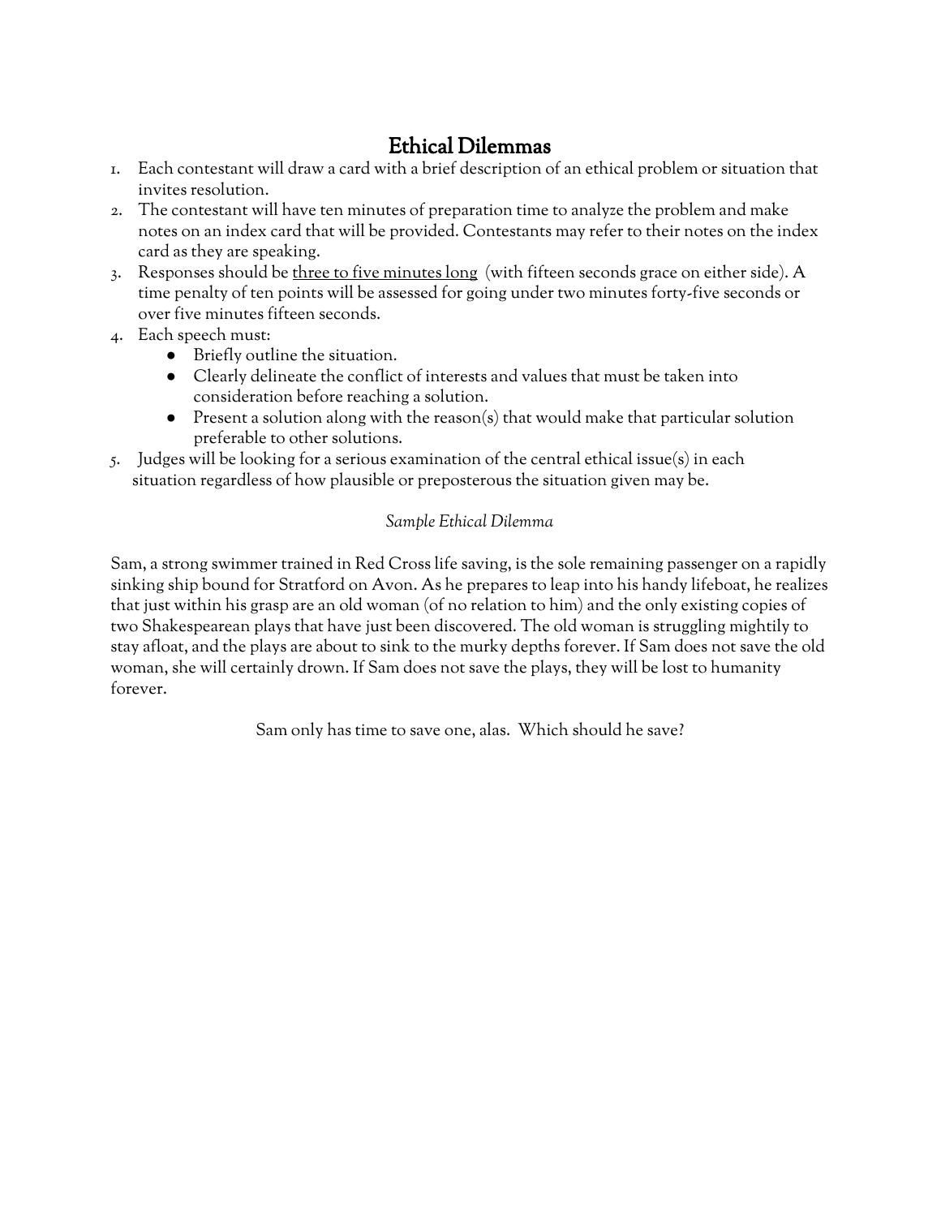# Ethical Dilemmas

1. Each contestant will draw a card with a brief description of an ethical problem or situation that invites resolution.
2. The contestant will have ten minutes of preparation time to analyze the problem and make notes on an index card that will be provided. Contestants may refer to their notes on the index card as they are speaking.
3. Responses should be <u>three to five minutes long</u> (with fifteen seconds grace on either side). A time penalty of ten points will be assessed for going under two minutes forty-five seconds or over five minutes fifteen seconds.
4. Each speech must:
   - Briefly outline the situation.
   - Clearly delineate the conflict of interests and values that must be taken into consideration before reaching a solution.
   - Present a solution along with the reason(s) that would make that particular solution preferable to other solutions.
5. Judges will be looking for a serious examination of the central ethical issue(s) in each situation regardless of how plausible or preposterous the situation given may be.

*Sample Ethical Dilemma*

Sam, a strong swimmer trained in Red Cross life saving, is the sole remaining passenger on a rapidly sinking ship bound for Stratford on Avon. As he prepares to leap into his handy lifeboat, he realizes that just within his grasp are an old woman (of no relation to him) and the only existing copies of two Shakespearean plays that have just been discovered. The old woman is struggling mightily to stay afloat, and the plays are about to sink to the murky depths forever. If Sam does not save the old woman, she will certainly drown. If Sam does not save the plays, they will be lost to humanity forever.

Sam only has time to save one, alas. Which should he save?